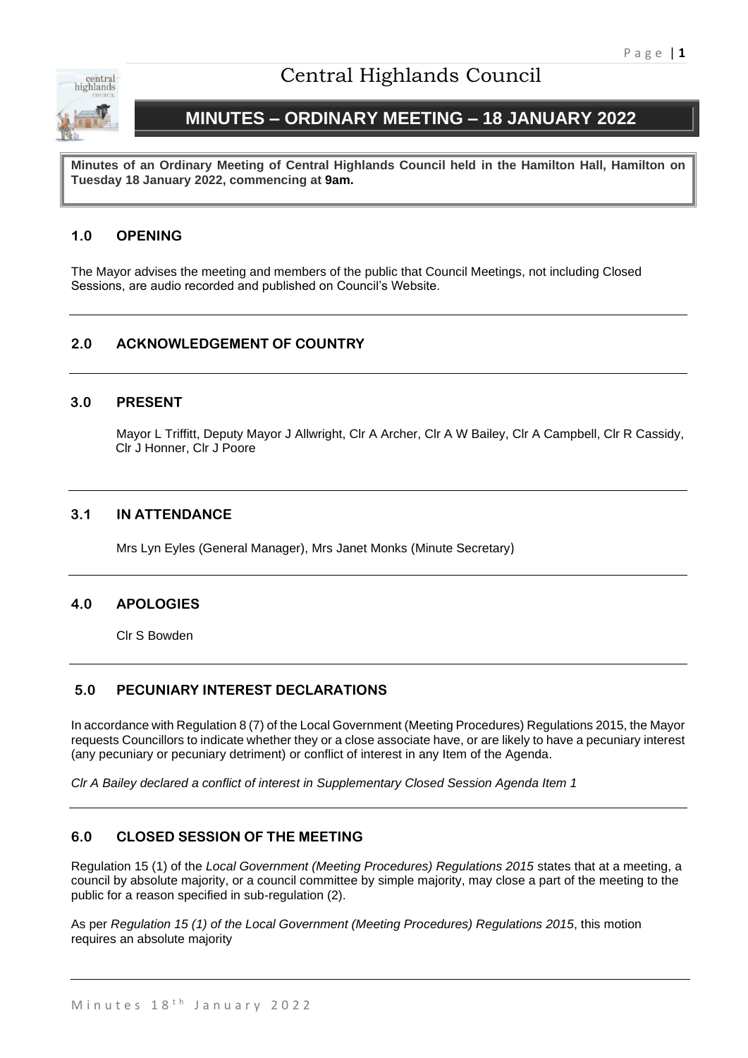# Central Highlands Council

## MINUTES – ORDINARY MEETING – 18 JANUARY 2022

**Minutes of an Ordinary Meeting of Central Highlands Council held in the Hamilton Hall, Hamilton on Tuesday 18 January 2022, commencing at 9am.**

### 1.0 OPENING

The Mayor advises the meeting and members of the public that Council Meetings, not including Closed Sessions, are audio recorded and published on Council's Website.

### 2.0 ACKNOWLEDGEMENT OF COUNTRY

### 3.0 PRESENT

Mayor L Triffitt, Deputy Mayor J Allwright, Clr A Archer, Clr A W Bailey, Clr A Campbell, Clr R Cassidy, Clr J Honner, Clr J Poore

### 3.1 IN ATTENDANCE

Mrs Lyn Eyles (General Manager), Mrs Janet Monks (Minute Secretary)

### 4.0 APOLOGIES

Clr S Bowden

### 5.0 PECUNIARY INTEREST DECLARATIONS

In accordance with Regulation 8 (7) of the Local Government (Meeting Procedures) Regulations 2015, the Mayor requests Councillors to indicate whether they or a close associate have, or are likely to have a pecuniary interest (any pecuniary or pecuniary detriment) or conflict of interest in any Item of the Agenda.

*Clr A Bailey declared a conflict of interest in Supplementary Closed Session Agenda Item 1*

### 6.0 CLOSED SESSION OF THE MEETING

Regulation 15 (1) of the *Local Government (Meeting Procedures) Regulations 2015* states that at a meeting, a council by absolute majority, or a council committee by simple majority, may close a part of the meeting to the public for a reason specified in sub-regulation (2).

As per *Regulation 15 (1) of the Local Government (Meeting Procedures) Regulations 2015*, this motion requires an absolute majority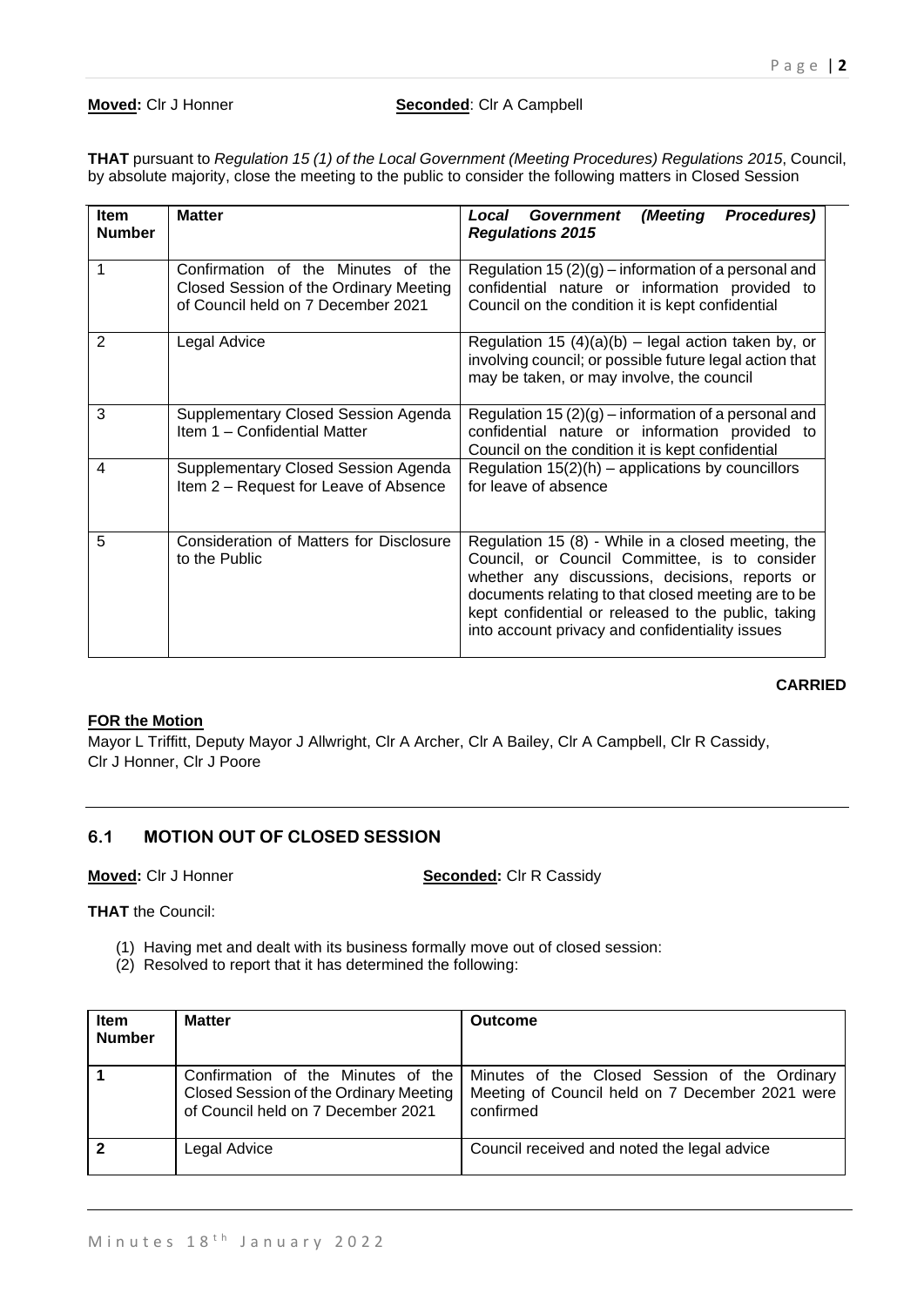**Moved:** Clr J Honner **Seconded**: Clr A Campbell

**THAT** pursuant to *Regulation 15 (1) of the Local Government (Meeting Procedures) Regulations 2015*, Council, by absolute majority, close the meeting to the public to consider the following matters in Closed Session

| Item Number | Matter | *Local Government (Meeting Procedures) Regulations 2015* |
|---|---|---|
| 1 | Confirmation of the Minutes of the Closed Session of the Ordinary Meeting of Council held on 7 December 2021 | Regulation 15 (2)(g) – information of a personal and confidential nature or information provided to Council on the condition it is kept confidential |
| 2 | Legal Advice | Regulation 15 (4)(a)(b) – legal action taken by, or involving council; or possible future legal action that may be taken, or may involve, the council |
| 3 | Supplementary Closed Session Agenda Item 1 – Confidential Matter | Regulation 15 (2)(g) – information of a personal and confidential nature or information provided to Council on the condition it is kept confidential |
| 4 | Supplementary Closed Session Agenda Item 2 – Request for Leave of Absence | Regulation 15(2)(h) – applications by councillors for leave of absence |
| 5 | Consideration of Matters for Disclosure to the Public | Regulation 15 (8) - While in a closed meeting, the Council, or Council Committee, is to consider whether any discussions, decisions, reports or documents relating to that closed meeting are to be kept confidential or released to the public, taking into account privacy and confidentiality issues |

**CARRIED**

**FOR the Motion**

Mayor L Triffitt, Deputy Mayor J Allwright, Clr A Archer, Clr A Bailey, Clr A Campbell, Clr R Cassidy, Clr J Honner, Clr J Poore

## 6.1 MOTION OUT OF CLOSED SESSION

**Moved:** Clr J Honner **Seconded:** Clr R Cassidy

**THAT** the Council:

(1) Having met and dealt with its business formally move out of closed session:
(2) Resolved to report that it has determined the following:

| Item Number | Matter | Outcome |
|---|---|---|
| **1** | Confirmation of the Minutes of the Closed Session of the Ordinary Meeting of Council held on 7 December 2021 | Minutes of the Closed Session of the Ordinary Meeting of Council held on 7 December 2021 were confirmed |
| **2** | Legal Advice | Council received and noted the legal advice |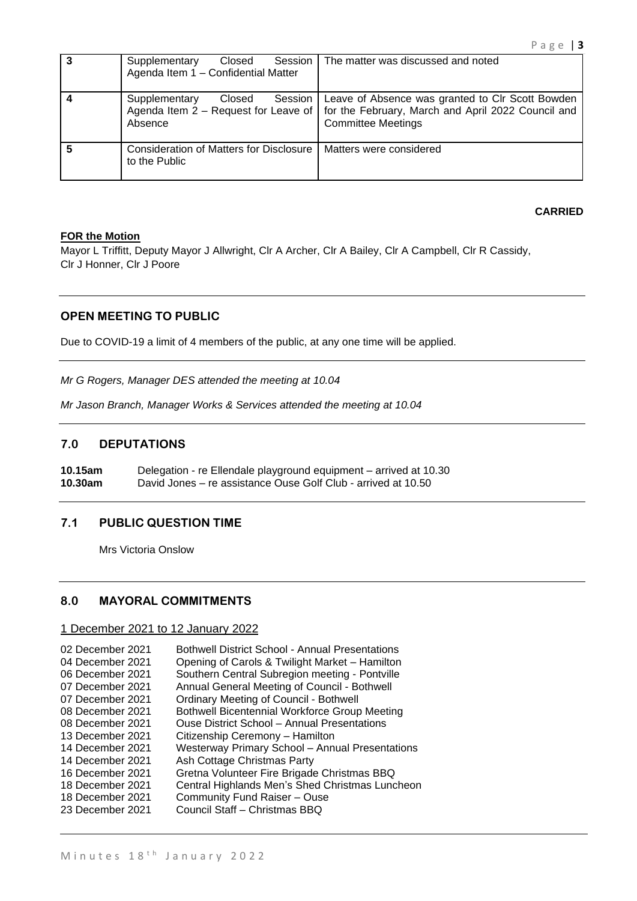| 3 | Supplementary Closed Session Agenda Item 1 – Confidential Matter | The matter was discussed and noted |
|---|---|---|
| 4 | Supplementary Closed Session Agenda Item 2 – Request for Leave of Absence | Leave of Absence was granted to Clr Scott Bowden for the February, March and April 2022 Council and Committee Meetings |
| 5 | Consideration of Matters for Disclosure to the Public | Matters were considered |

**CARRIED**

**FOR the Motion**
Mayor L Triffitt, Deputy Mayor J Allwright, Clr A Archer, Clr A Bailey, Clr A Campbell, Clr R Cassidy, Clr J Honner, Clr J Poore

---

### OPEN MEETING TO PUBLIC

Due to COVID-19 a limit of 4 members of the public, at any one time will be applied.

---

*Mr G Rogers, Manager DES attended the meeting at 10.04*

*Mr Jason Branch, Manager Works & Services attended the meeting at 10.04*

---

## 7.0 DEPUTATIONS

**10.15am** Delegation - re Ellendale playground equipment – arrived at 10.30
**10.30am** David Jones – re assistance Ouse Golf Club - arrived at 10.50

---

## 7.1 PUBLIC QUESTION TIME

Mrs Victoria Onslow

---

## 8.0 MAYORAL COMMITMENTS

1 December 2021 to 12 January 2022

| | |
|---|---|
| 02 December 2021 | Bothwell District School - Annual Presentations |
| 04 December 2021 | Opening of Carols & Twilight Market – Hamilton |
| 06 December 2021 | Southern Central Subregion meeting - Pontville |
| 07 December 2021 | Annual General Meeting of Council - Bothwell |
| 07 December 2021 | Ordinary Meeting of Council - Bothwell |
| 08 December 2021 | Bothwell Bicentennial Workforce Group Meeting |
| 08 December 2021 | Ouse District School – Annual Presentations |
| 13 December 2021 | Citizenship Ceremony – Hamilton |
| 14 December 2021 | Westerway Primary School – Annual Presentations |
| 14 December 2021 | Ash Cottage Christmas Party |
| 16 December 2021 | Gretna Volunteer Fire Brigade Christmas BBQ |
| 18 December 2021 | Central Highlands Men's Shed Christmas Luncheon |
| 18 December 2021 | Community Fund Raiser – Ouse |
| 23 December 2021 | Council Staff – Christmas BBQ |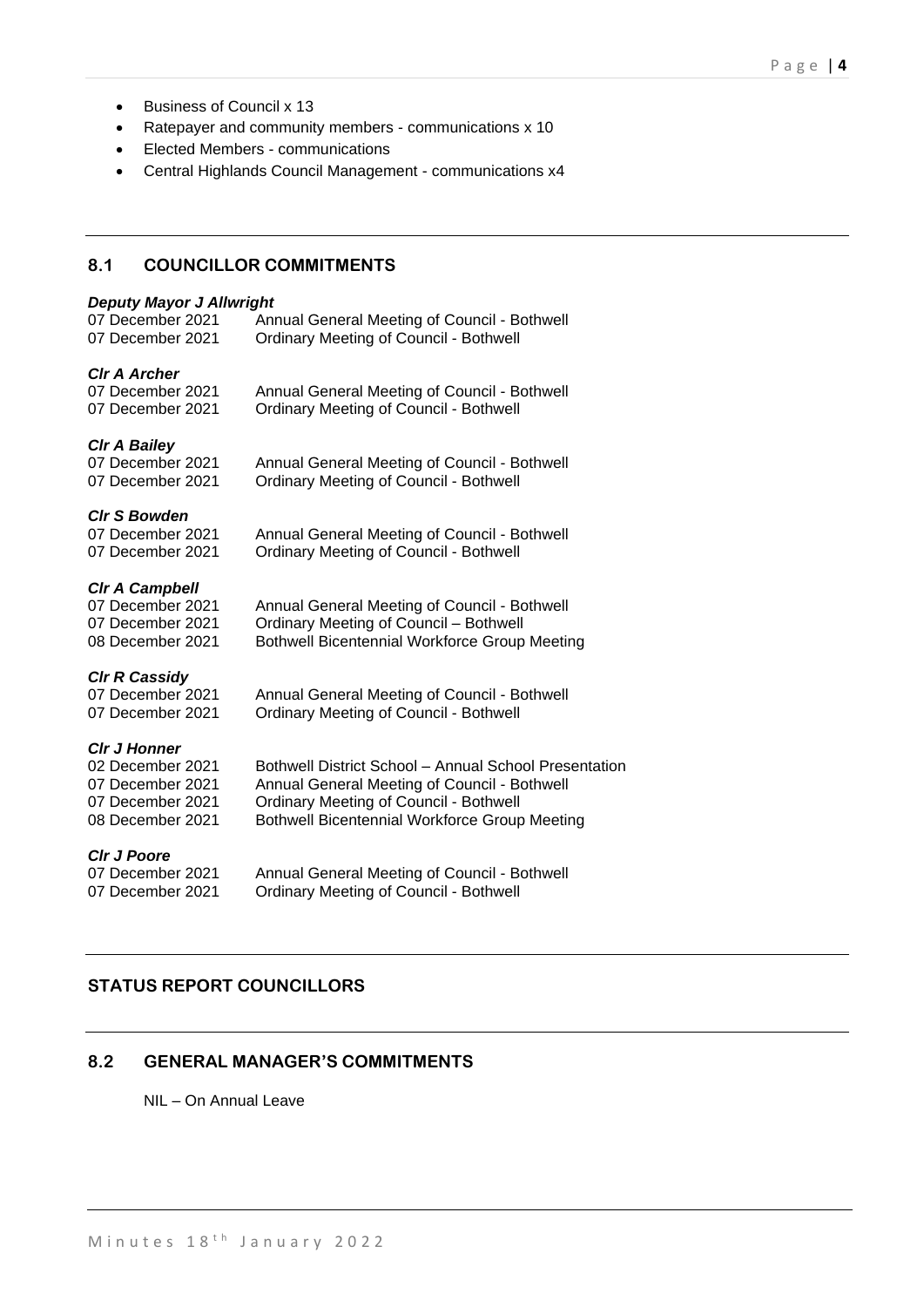- Business of Council x 13
- Ratepayer and community members - communications x 10
- Elected Members - communications
- Central Highlands Council Management - communications x4

## 8.1 COUNCILLOR COMMITMENTS

***Deputy Mayor J Allwright***

07 December 2021 Annual General Meeting of Council - Bothwell
07 December 2021 Ordinary Meeting of Council - Bothwell

***Clr A Archer***

07 December 2021 Annual General Meeting of Council - Bothwell
07 December 2021 Ordinary Meeting of Council - Bothwell

***Clr A Bailey***

07 December 2021 Annual General Meeting of Council - Bothwell
07 December 2021 Ordinary Meeting of Council - Bothwell

***Clr S Bowden***

07 December 2021 Annual General Meeting of Council - Bothwell
07 December 2021 Ordinary Meeting of Council - Bothwell

***Clr A Campbell***

07 December 2021 Annual General Meeting of Council - Bothwell
07 December 2021 Ordinary Meeting of Council – Bothwell
08 December 2021 Bothwell Bicentennial Workforce Group Meeting

***Clr R Cassidy***

07 December 2021 Annual General Meeting of Council - Bothwell
07 December 2021 Ordinary Meeting of Council - Bothwell

***Clr J Honner***

02 December 2021 Bothwell District School – Annual School Presentation
07 December 2021 Annual General Meeting of Council - Bothwell
07 December 2021 Ordinary Meeting of Council - Bothwell
08 December 2021 Bothwell Bicentennial Workforce Group Meeting

***Clr J Poore***

07 December 2021 Annual General Meeting of Council - Bothwell
07 December 2021 Ordinary Meeting of Council - Bothwell

## STATUS REPORT COUNCILLORS

## 8.2 GENERAL MANAGER'S COMMITMENTS

NIL – On Annual Leave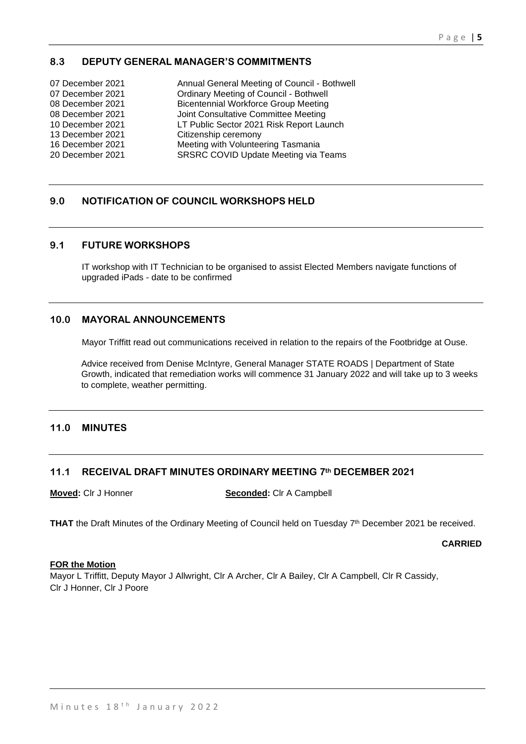## 8.3 DEPUTY GENERAL MANAGER'S COMMITMENTS

| | |
|---|---|
| 07 December 2021 | Annual General Meeting of Council - Bothwell |
| 07 December 2021 | Ordinary Meeting of Council - Bothwell |
| 08 December 2021 | Bicentennial Workforce Group Meeting |
| 08 December 2021 | Joint Consultative Committee Meeting |
| 10 December 2021 | LT Public Sector 2021 Risk Report Launch |
| 13 December 2021 | Citizenship ceremony |
| 16 December 2021 | Meeting with Volunteering Tasmania |
| 20 December 2021 | SRSRC COVID Update Meeting via Teams |

## 9.0 NOTIFICATION OF COUNCIL WORKSHOPS HELD

## 9.1 FUTURE WORKSHOPS

IT workshop with IT Technician to be organised to assist Elected Members navigate functions of upgraded iPads - date to be confirmed

## 10.0 MAYORAL ANNOUNCEMENTS

Mayor Triffitt read out communications received in relation to the repairs of the Footbridge at Ouse.

Advice received from Denise McIntyre, General Manager STATE ROADS | Department of State Growth, indicated that remediation works will commence 31 January 2022 and will take up to 3 weeks to complete, weather permitting.

## 11.0 MINUTES

## 11.1 RECEIVAL DRAFT MINUTES ORDINARY MEETING 7th DECEMBER 2021

**Moved:** Clr J Honner **Seconded:** Clr A Campbell

**THAT** the Draft Minutes of the Ordinary Meeting of Council held on Tuesday 7th December 2021 be received.

**CARRIED**

**FOR the Motion**

Mayor L Triffitt, Deputy Mayor J Allwright, Clr A Archer, Clr A Bailey, Clr A Campbell, Clr R Cassidy, Clr J Honner, Clr J Poore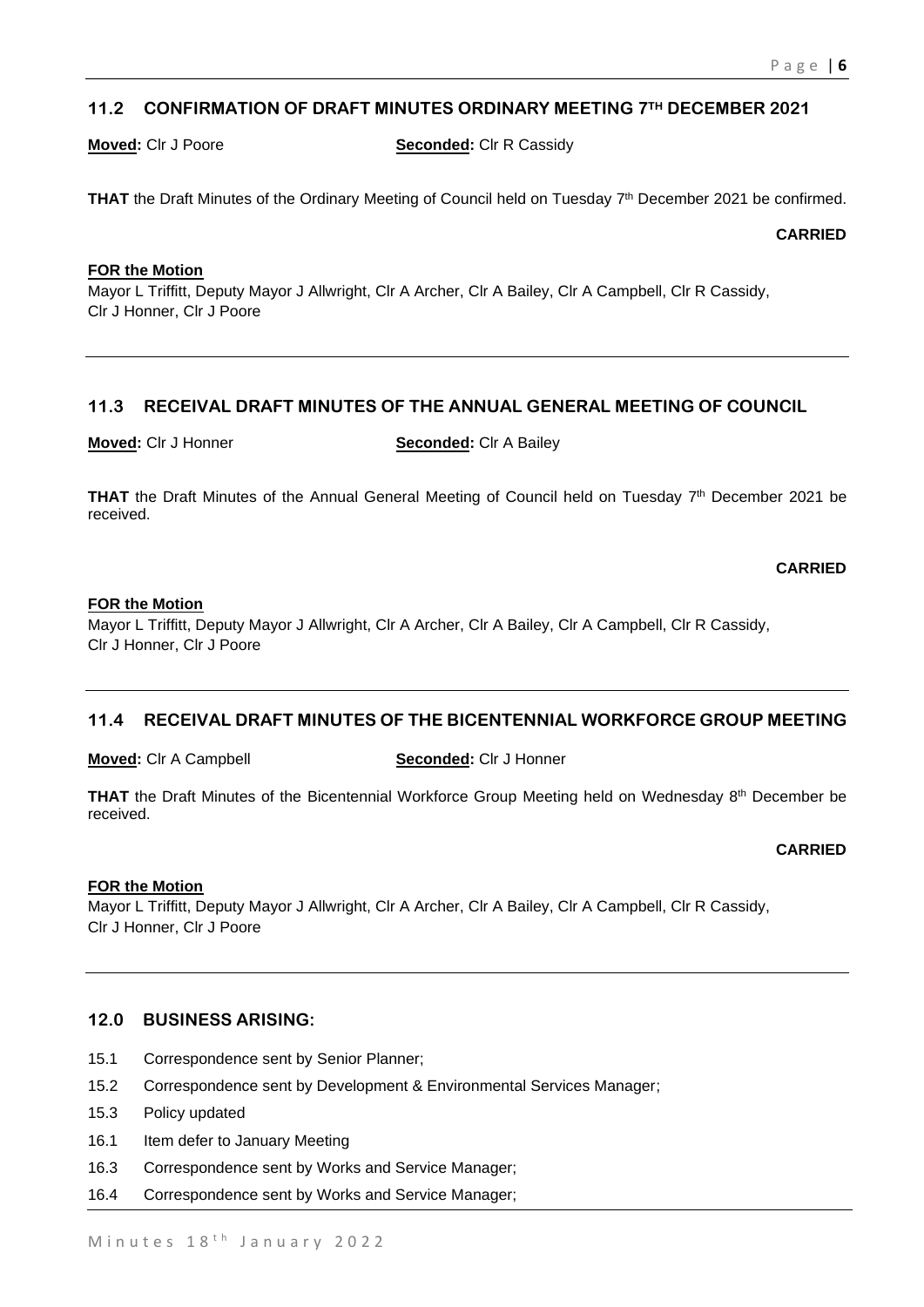## 11.2 CONFIRMATION OF DRAFT MINUTES ORDINARY MEETING 7TH DECEMBER 2021

**Moved:** Clr J Poore **Seconded:** Clr R Cassidy

**THAT** the Draft Minutes of the Ordinary Meeting of Council held on Tuesday 7th December 2021 be confirmed.

**CARRIED**

**FOR the Motion**
Mayor L Triffitt, Deputy Mayor J Allwright, Clr A Archer, Clr A Bailey, Clr A Campbell, Clr R Cassidy, Clr J Honner, Clr J Poore

---

## 11.3 RECEIVAL DRAFT MINUTES OF THE ANNUAL GENERAL MEETING OF COUNCIL

**Moved:** Clr J Honner **Seconded:** Clr A Bailey

**THAT** the Draft Minutes of the Annual General Meeting of Council held on Tuesday 7th December 2021 be received.

**CARRIED**

**FOR the Motion**
Mayor L Triffitt, Deputy Mayor J Allwright, Clr A Archer, Clr A Bailey, Clr A Campbell, Clr R Cassidy, Clr J Honner, Clr J Poore

---

## 11.4 RECEIVAL DRAFT MINUTES OF THE BICENTENNIAL WORKFORCE GROUP MEETING

**Moved:** Clr A Campbell **Seconded:** Clr J Honner

**THAT** the Draft Minutes of the Bicentennial Workforce Group Meeting held on Wednesday 8th December be received.

**CARRIED**

**FOR the Motion**
Mayor L Triffitt, Deputy Mayor J Allwright, Clr A Archer, Clr A Bailey, Clr A Campbell, Clr R Cassidy, Clr J Honner, Clr J Poore

---

## 12.0 BUSINESS ARISING:

- 15.1 Correspondence sent by Senior Planner;
- 15.2 Correspondence sent by Development & Environmental Services Manager;
- 15.3 Policy updated
- 16.1 Item defer to January Meeting
- 16.3 Correspondence sent by Works and Service Manager;
- 16.4 Correspondence sent by Works and Service Manager;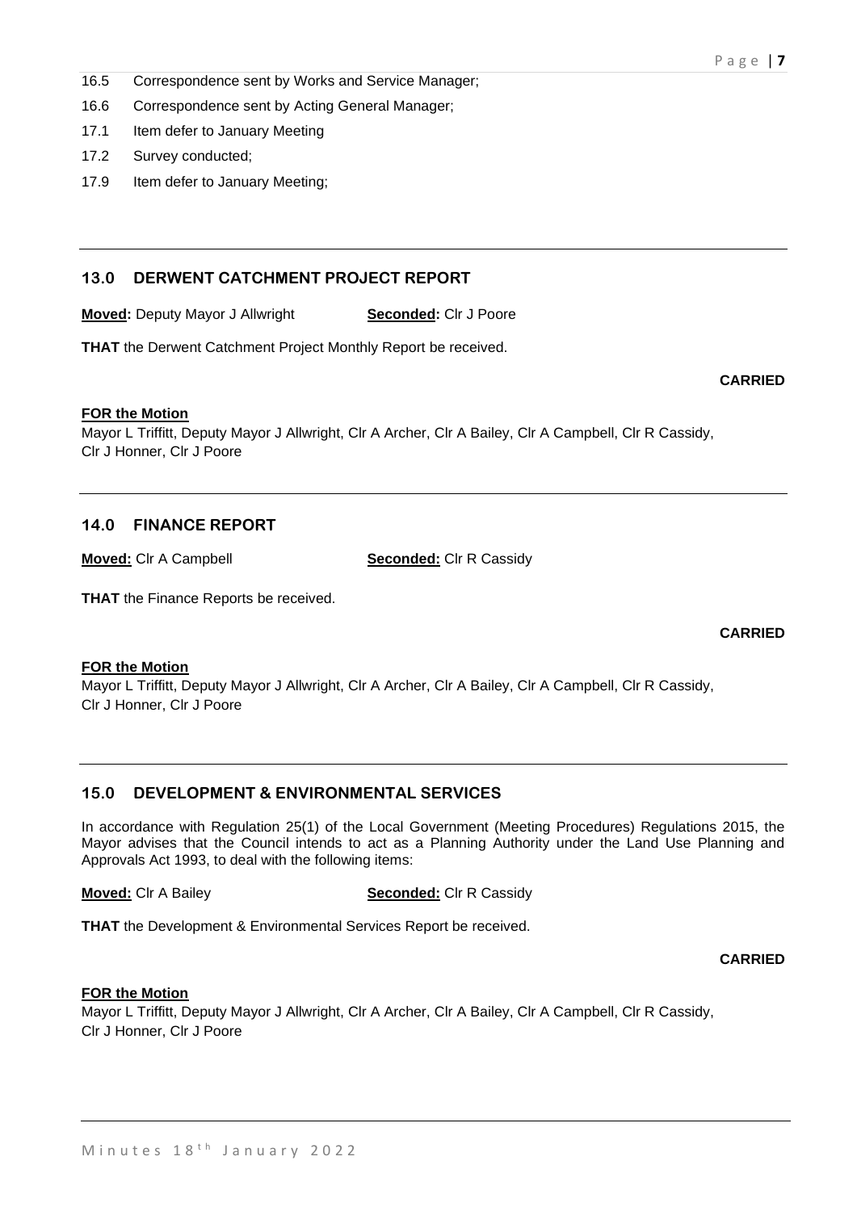16.5 Correspondence sent by Works and Service Manager;

16.6 Correspondence sent by Acting General Manager;

17.1 Item defer to January Meeting

17.2 Survey conducted;

17.9 Item defer to January Meeting;

---

## 13.0 DERWENT CATCHMENT PROJECT REPORT

**Moved:** Deputy Mayor J Allwright **Seconded:** Clr J Poore

**THAT** the Derwent Catchment Project Monthly Report be received.

**CARRIED**

**FOR the Motion**

Mayor L Triffitt, Deputy Mayor J Allwright, Clr A Archer, Clr A Bailey, Clr A Campbell, Clr R Cassidy, Clr J Honner, Clr J Poore

---

## 14.0 FINANCE REPORT

**Moved:** Clr A Campbell **Seconded:** Clr R Cassidy

**THAT** the Finance Reports be received.

**CARRIED**

**FOR the Motion**

Mayor L Triffitt, Deputy Mayor J Allwright, Clr A Archer, Clr A Bailey, Clr A Campbell, Clr R Cassidy, Clr J Honner, Clr J Poore

---

## 15.0 DEVELOPMENT & ENVIRONMENTAL SERVICES

In accordance with Regulation 25(1) of the Local Government (Meeting Procedures) Regulations 2015, the Mayor advises that the Council intends to act as a Planning Authority under the Land Use Planning and Approvals Act 1993, to deal with the following items:

**Moved:** Clr A Bailey **Seconded:** Clr R Cassidy

**THAT** the Development & Environmental Services Report be received.

**CARRIED**

**FOR the Motion**

Mayor L Triffitt, Deputy Mayor J Allwright, Clr A Archer, Clr A Bailey, Clr A Campbell, Clr R Cassidy, Clr J Honner, Clr J Poore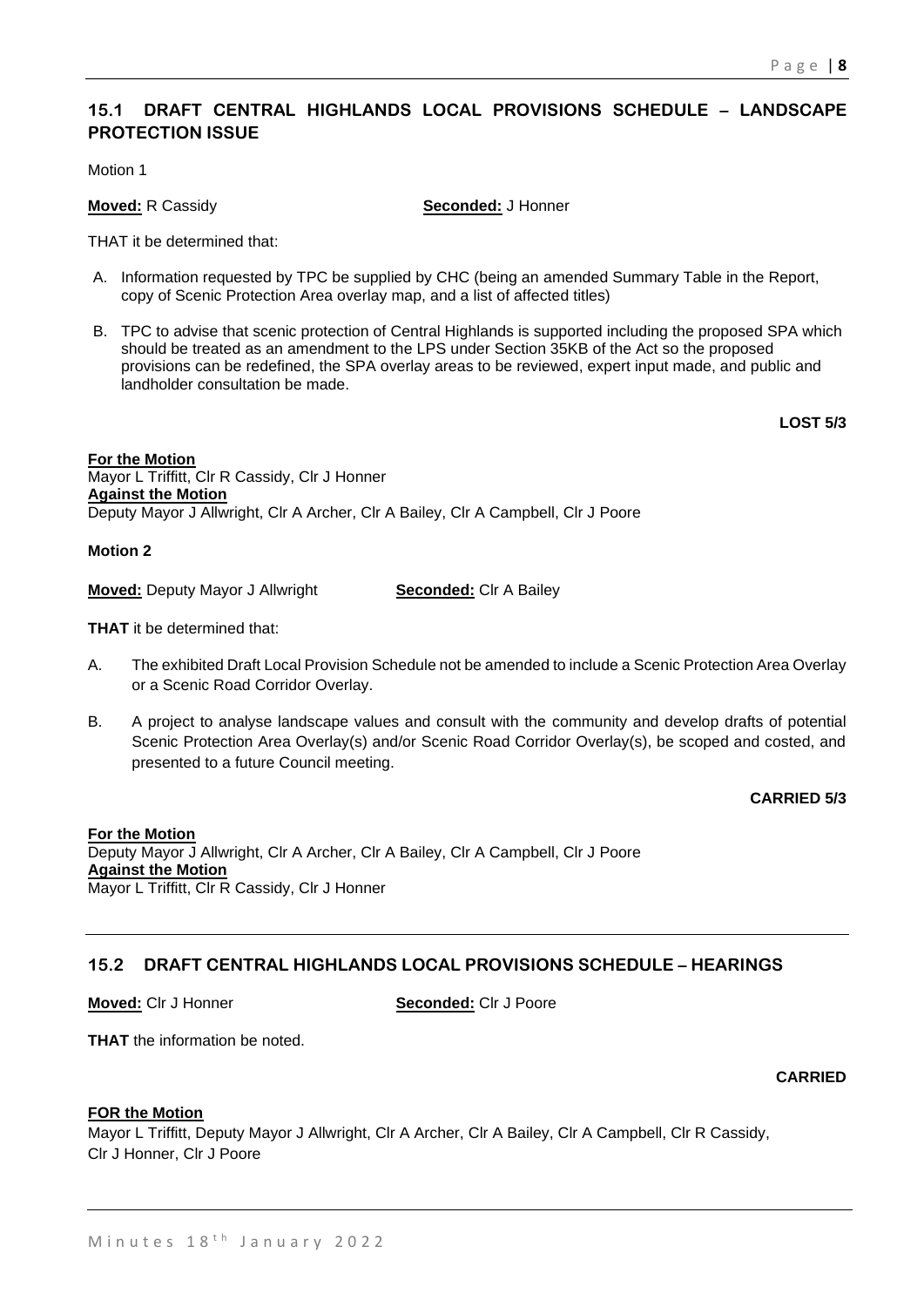## 15.1 DRAFT CENTRAL HIGHLANDS LOCAL PROVISIONS SCHEDULE – LANDSCAPE PROTECTION ISSUE

Motion 1

**Moved:** R Cassidy **Seconded:** J Honner

THAT it be determined that:

A. Information requested by TPC be supplied by CHC (being an amended Summary Table in the Report, copy of Scenic Protection Area overlay map, and a list of affected titles)

B. TPC to advise that scenic protection of Central Highlands is supported including the proposed SPA which should be treated as an amendment to the LPS under Section 35KB of the Act so the proposed provisions can be redefined, the SPA overlay areas to be reviewed, expert input made, and public and landholder consultation be made.

**LOST 5/3**

**For the Motion**
Mayor L Triffitt, Clr R Cassidy, Clr J Honner
**Against the Motion**
Deputy Mayor J Allwright, Clr A Archer, Clr A Bailey, Clr A Campbell, Clr J Poore

**Motion 2**

**Moved:** Deputy Mayor J Allwright **Seconded:** Clr A Bailey

**THAT** it be determined that:

A. The exhibited Draft Local Provision Schedule not be amended to include a Scenic Protection Area Overlay or a Scenic Road Corridor Overlay.

B. A project to analyse landscape values and consult with the community and develop drafts of potential Scenic Protection Area Overlay(s) and/or Scenic Road Corridor Overlay(s), be scoped and costed, and presented to a future Council meeting.

**CARRIED 5/3**

**For the Motion**
Deputy Mayor J Allwright, Clr A Archer, Clr A Bailey, Clr A Campbell, Clr J Poore
**Against the Motion**
Mayor L Triffitt, Clr R Cassidy, Clr J Honner

## 15.2 DRAFT CENTRAL HIGHLANDS LOCAL PROVISIONS SCHEDULE – HEARINGS

**Moved:** Clr J Honner **Seconded:** Clr J Poore

**THAT** the information be noted.

**CARRIED**

**FOR the Motion**
Mayor L Triffitt, Deputy Mayor J Allwright, Clr A Archer, Clr A Bailey, Clr A Campbell, Clr R Cassidy, Clr J Honner, Clr J Poore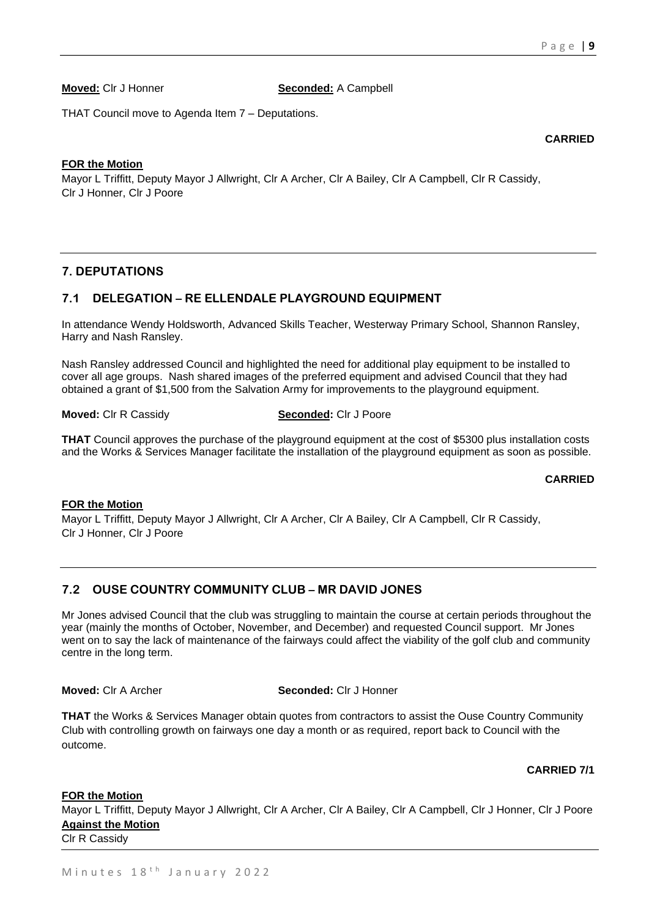**Moved:** Clr J Honner **Seconded:** A Campbell

THAT Council move to Agenda Item 7 – Deputations.

**CARRIED**

**FOR the Motion**
Mayor L Triffitt, Deputy Mayor J Allwright, Clr A Archer, Clr A Bailey, Clr A Campbell, Clr R Cassidy, Clr J Honner, Clr J Poore

## 7. DEPUTATIONS

### 7.1 DELEGATION – RE ELLENDALE PLAYGROUND EQUIPMENT

In attendance Wendy Holdsworth, Advanced Skills Teacher, Westerway Primary School, Shannon Ransley, Harry and Nash Ransley.

Nash Ransley addressed Council and highlighted the need for additional play equipment to be installed to cover all age groups. Nash shared images of the preferred equipment and advised Council that they had obtained a grant of $1,500 from the Salvation Army for improvements to the playground equipment.

**Moved:** Clr R Cassidy **Seconded:** Clr J Poore

**THAT** Council approves the purchase of the playground equipment at the cost of $5300 plus installation costs and the Works & Services Manager facilitate the installation of the playground equipment as soon as possible.

**CARRIED**

**FOR the Motion**
Mayor L Triffitt, Deputy Mayor J Allwright, Clr A Archer, Clr A Bailey, Clr A Campbell, Clr R Cassidy, Clr J Honner, Clr J Poore

### 7.2 OUSE COUNTRY COMMUNITY CLUB – MR DAVID JONES

Mr Jones advised Council that the club was struggling to maintain the course at certain periods throughout the year (mainly the months of October, November, and December) and requested Council support. Mr Jones went on to say the lack of maintenance of the fairways could affect the viability of the golf club and community centre in the long term.

**Moved:** Clr A Archer **Seconded:** Clr J Honner

**THAT** the Works & Services Manager obtain quotes from contractors to assist the Ouse Country Community Club with controlling growth on fairways one day a month or as required, report back to Council with the outcome.

**CARRIED 7/1**

**FOR the Motion**
Mayor L Triffitt, Deputy Mayor J Allwright, Clr A Archer, Clr A Bailey, Clr A Campbell, Clr J Honner, Clr J Poore

**Against the Motion**
Clr R Cassidy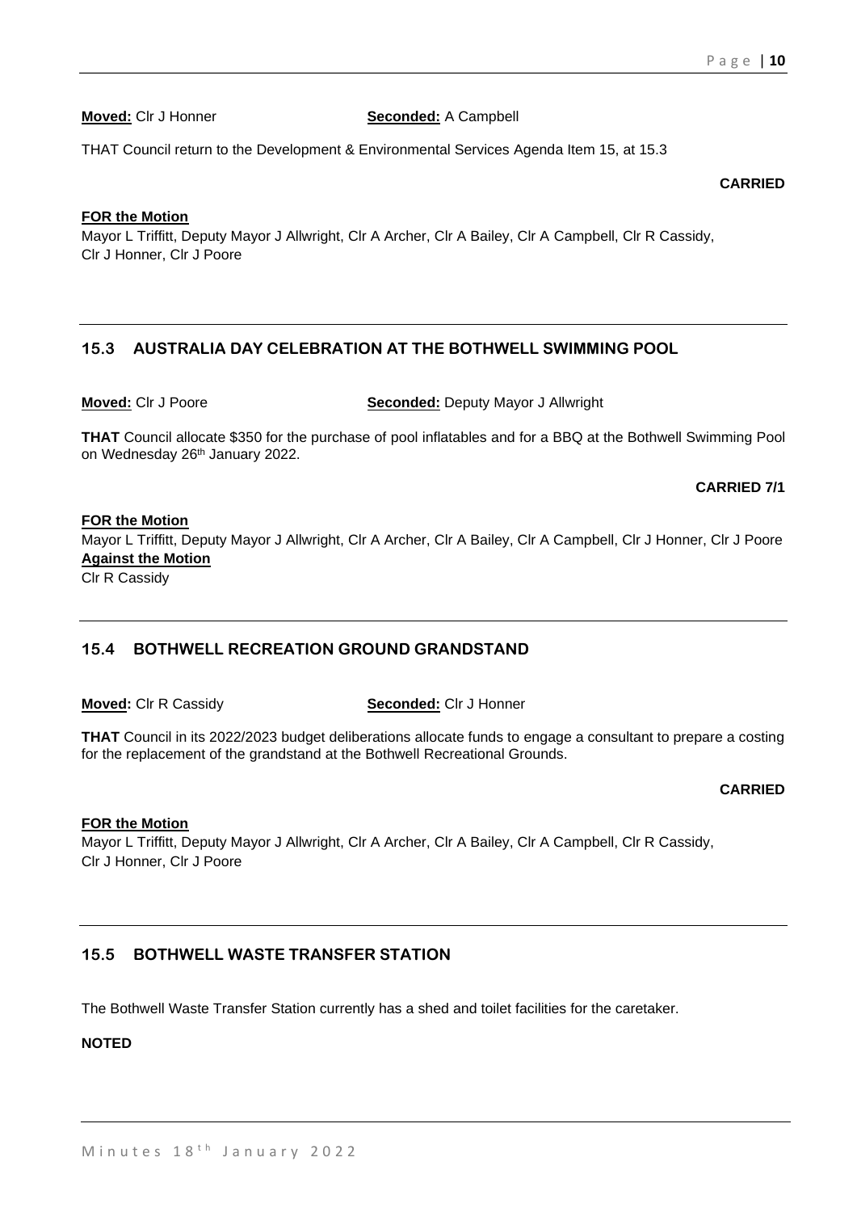**Moved:** Clr J Honner **Seconded:** A Campbell

THAT Council return to the Development & Environmental Services Agenda Item 15, at 15.3

**CARRIED**

**FOR the Motion**

Mayor L Triffitt, Deputy Mayor J Allwright, Clr A Archer, Clr A Bailey, Clr A Campbell, Clr R Cassidy, Clr J Honner, Clr J Poore

## 15.3 AUSTRALIA DAY CELEBRATION AT THE BOTHWELL SWIMMING POOL

**Moved:** Clr J Poore **Seconded:** Deputy Mayor J Allwright

**THAT** Council allocate \$350 for the purchase of pool inflatables and for a BBQ at the Bothwell Swimming Pool on Wednesday 26th January 2022.

**CARRIED 7/1**

**FOR the Motion**

Mayor L Triffitt, Deputy Mayor J Allwright, Clr A Archer, Clr A Bailey, Clr A Campbell, Clr J Honner, Clr J Poore

**Against the Motion**

Clr R Cassidy

## 15.4 BOTHWELL RECREATION GROUND GRANDSTAND

**Moved:** Clr R Cassidy **Seconded:** Clr J Honner

**THAT** Council in its 2022/2023 budget deliberations allocate funds to engage a consultant to prepare a costing for the replacement of the grandstand at the Bothwell Recreational Grounds.

**CARRIED**

**FOR the Motion**

Mayor L Triffitt, Deputy Mayor J Allwright, Clr A Archer, Clr A Bailey, Clr A Campbell, Clr R Cassidy, Clr J Honner, Clr J Poore

## 15.5 BOTHWELL WASTE TRANSFER STATION

The Bothwell Waste Transfer Station currently has a shed and toilet facilities for the caretaker.

**NOTED**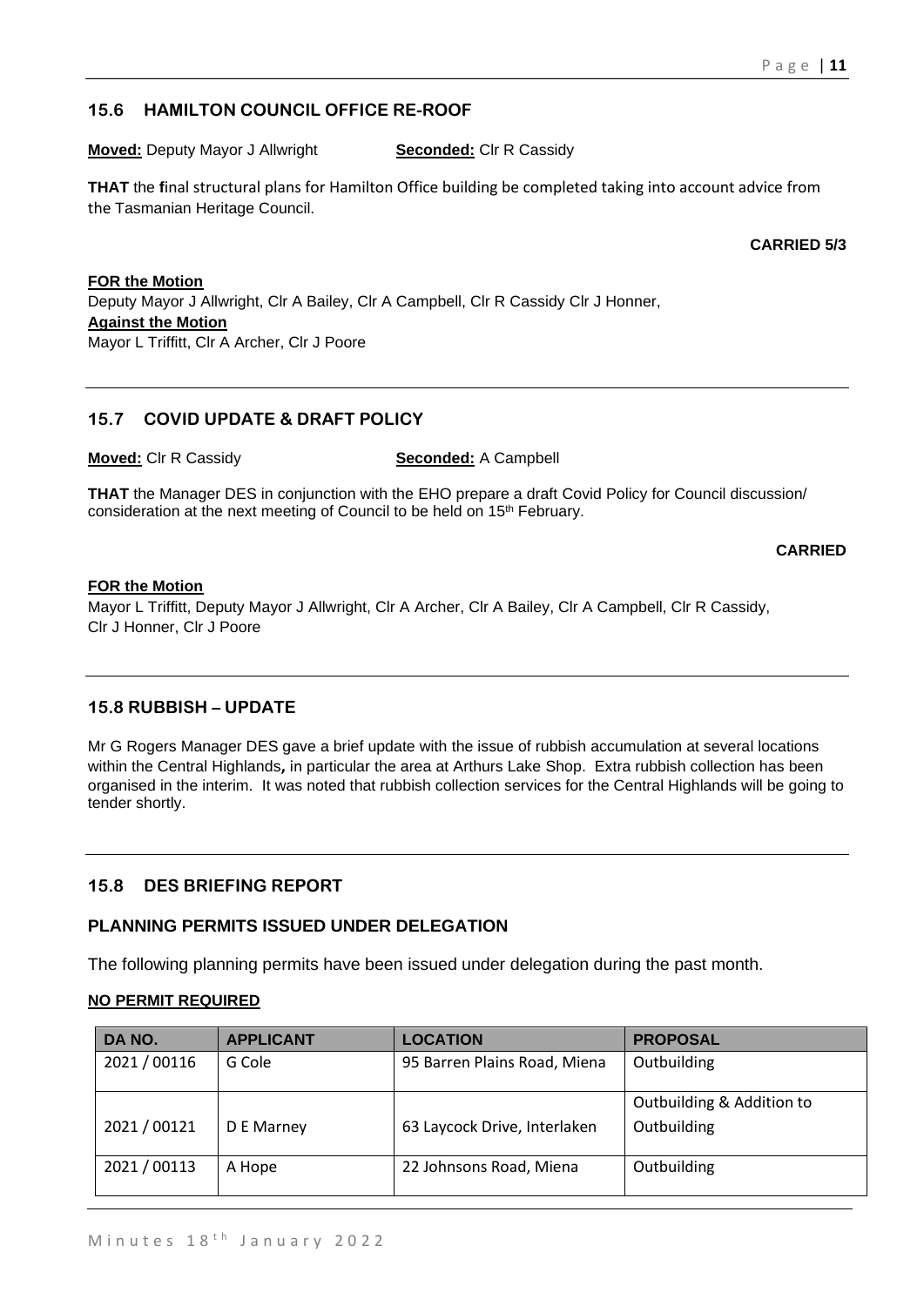## 15.6 HAMILTON COUNCIL OFFICE RE-ROOF

**Moved:** Deputy Mayor J Allwright **Seconded:** Clr R Cassidy

**THAT** the **f**inal structural plans for Hamilton Office building be completed taking into account advice from the Tasmanian Heritage Council.

**CARRIED 5/3**

**FOR the Motion**
Deputy Mayor J Allwright, Clr A Bailey, Clr A Campbell, Clr R Cassidy Clr J Honner,
**Against the Motion**
Mayor L Triffitt, Clr A Archer, Clr J Poore

## 15.7 COVID UPDATE & DRAFT POLICY

**Moved:** Clr R Cassidy **Seconded:** A Campbell

**THAT** the Manager DES in conjunction with the EHO prepare a draft Covid Policy for Council discussion/ consideration at the next meeting of Council to be held on 15th February.

**CARRIED**

**FOR the Motion**
Mayor L Triffitt, Deputy Mayor J Allwright, Clr A Archer, Clr A Bailey, Clr A Campbell, Clr R Cassidy, Clr J Honner, Clr J Poore

## 15.8 RUBBISH – UPDATE

Mr G Rogers Manager DES gave a brief update with the issue of rubbish accumulation at several locations within the Central Highlands**,** in particular the area at Arthurs Lake Shop. Extra rubbish collection has been organised in the interim. It was noted that rubbish collection services for the Central Highlands will be going to tender shortly.

## 15.8 DES BRIEFING REPORT

### PLANNING PERMITS ISSUED UNDER DELEGATION

The following planning permits have been issued under delegation during the past month.

**NO PERMIT REQUIRED**

| DA NO. | APPLICANT | LOCATION | PROPOSAL |
|---|---|---|---|
| 2021 / 00116 | G Cole | 95 Barren Plains Road, Miena | Outbuilding |
| 2021 / 00121 | D E Marney | 63 Laycock Drive, Interlaken | Outbuilding & Addition to Outbuilding |
| 2021 / 00113 | A Hope | 22 Johnsons Road, Miena | Outbuilding |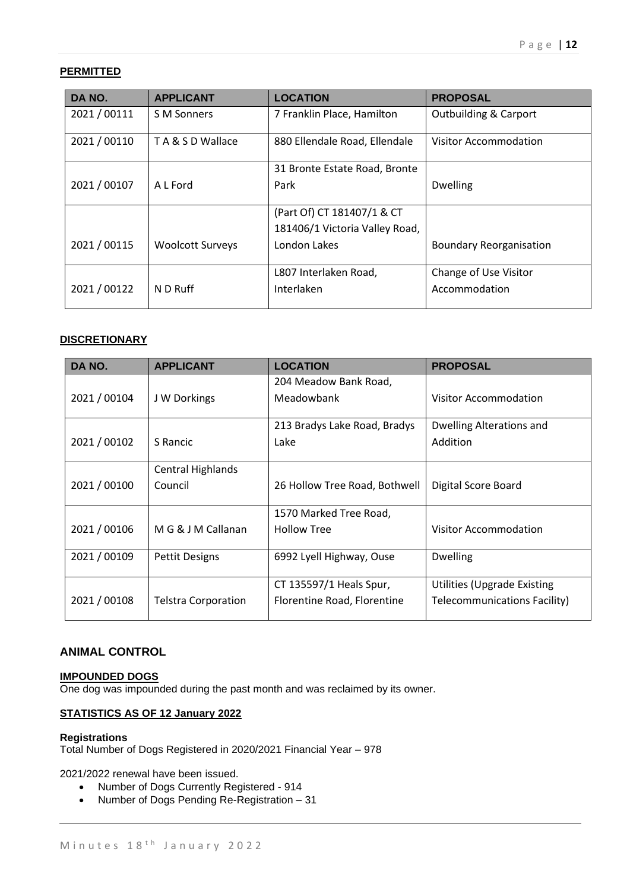**PERMITTED**

| DA NO. | APPLICANT | LOCATION | PROPOSAL |
|---|---|---|---|
| 2021 / 00111 | S M Sonners | 7 Franklin Place, Hamilton | Outbuilding & Carport |
| 2021 / 00110 | T A & S D Wallace | 880 Ellendale Road, Ellendale | Visitor Accommodation |
| 2021 / 00107 | A L Ford | 31 Bronte Estate Road, Bronte Park | Dwelling |
| 2021 / 00115 | Woolcott Surveys | (Part Of) CT 181407/1 & CT 181406/1 Victoria Valley Road, London Lakes | Boundary Reorganisation |
| 2021 / 00122 | N D Ruff | L807 Interlaken Road, Interlaken | Change of Use Visitor Accommodation |

**DISCRETIONARY**

| DA NO. | APPLICANT | LOCATION | PROPOSAL |
|---|---|---|---|
| 2021 / 00104 | J W Dorkings | 204 Meadow Bank Road, Meadowbank | Visitor Accommodation |
| 2021 / 00102 | S Rancic | 213 Bradys Lake Road, Bradys Lake | Dwelling Alterations and Addition |
| 2021 / 00100 | Central Highlands Council | 26 Hollow Tree Road, Bothwell | Digital Score Board |
| 2021 / 00106 | M G & J M Callanan | 1570 Marked Tree Road, Hollow Tree | Visitor Accommodation |
| 2021 / 00109 | Pettit Designs | 6992 Lyell Highway, Ouse | Dwelling |
| 2021 / 00108 | Telstra Corporation | CT 135597/1 Heals Spur, Florentine Road, Florentine | Utilities (Upgrade Existing Telecommunications Facility) |

## ANIMAL CONTROL

**IMPOUNDED DOGS**

One dog was impounded during the past month and was reclaimed by its owner.

**STATISTICS AS OF 12 January 2022**

**Registrations**

Total Number of Dogs Registered in 2020/2021 Financial Year – 978

2021/2022 renewal have been issued.

- Number of Dogs Currently Registered - 914
- Number of Dogs Pending Re-Registration – 31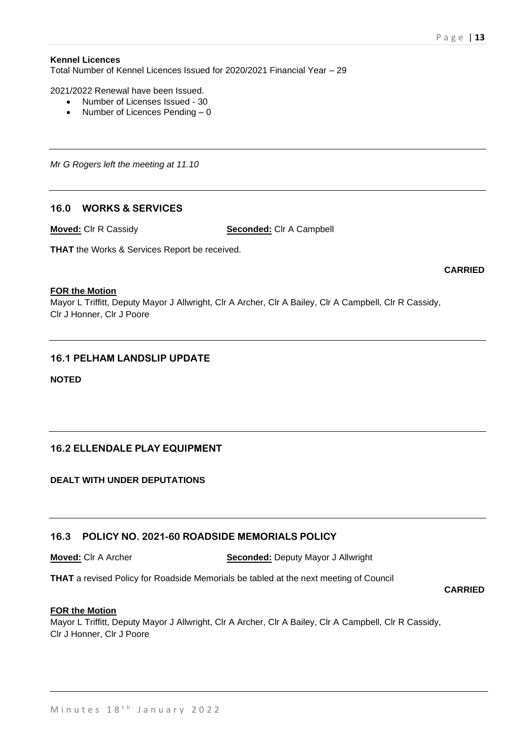**Kennel Licences**
Total Number of Kennel Licences Issued for 2020/2021 Financial Year – 29

2021/2022 Renewal have been Issued.

- Number of Licenses Issued - 30
- Number of Licences Pending – 0

---

*Mr G Rogers left the meeting at 11.10*

---

## 16.0 WORKS & SERVICES

**Moved:** Clr R Cassidy **Seconded:** Clr A Campbell

**THAT** the Works & Services Report be received.

**CARRIED**

**FOR the Motion**
Mayor L Triffitt, Deputy Mayor J Allwright, Clr A Archer, Clr A Bailey, Clr A Campbell, Clr R Cassidy, Clr J Honner, Clr J Poore

---

## 16.1 PELHAM LANDSLIP UPDATE

**NOTED**

---

## 16.2 ELLENDALE PLAY EQUIPMENT

**DEALT WITH UNDER DEPUTATIONS**

---

## 16.3 POLICY NO. 2021-60 ROADSIDE MEMORIALS POLICY

**Moved:** Clr A Archer **Seconded:** Deputy Mayor J Allwright

**THAT** a revised Policy for Roadside Memorials be tabled at the next meeting of Council

**CARRIED**

**FOR the Motion**
Mayor L Triffitt, Deputy Mayor J Allwright, Clr A Archer, Clr A Bailey, Clr A Campbell, Clr R Cassidy, Clr J Honner, Clr J Poore

---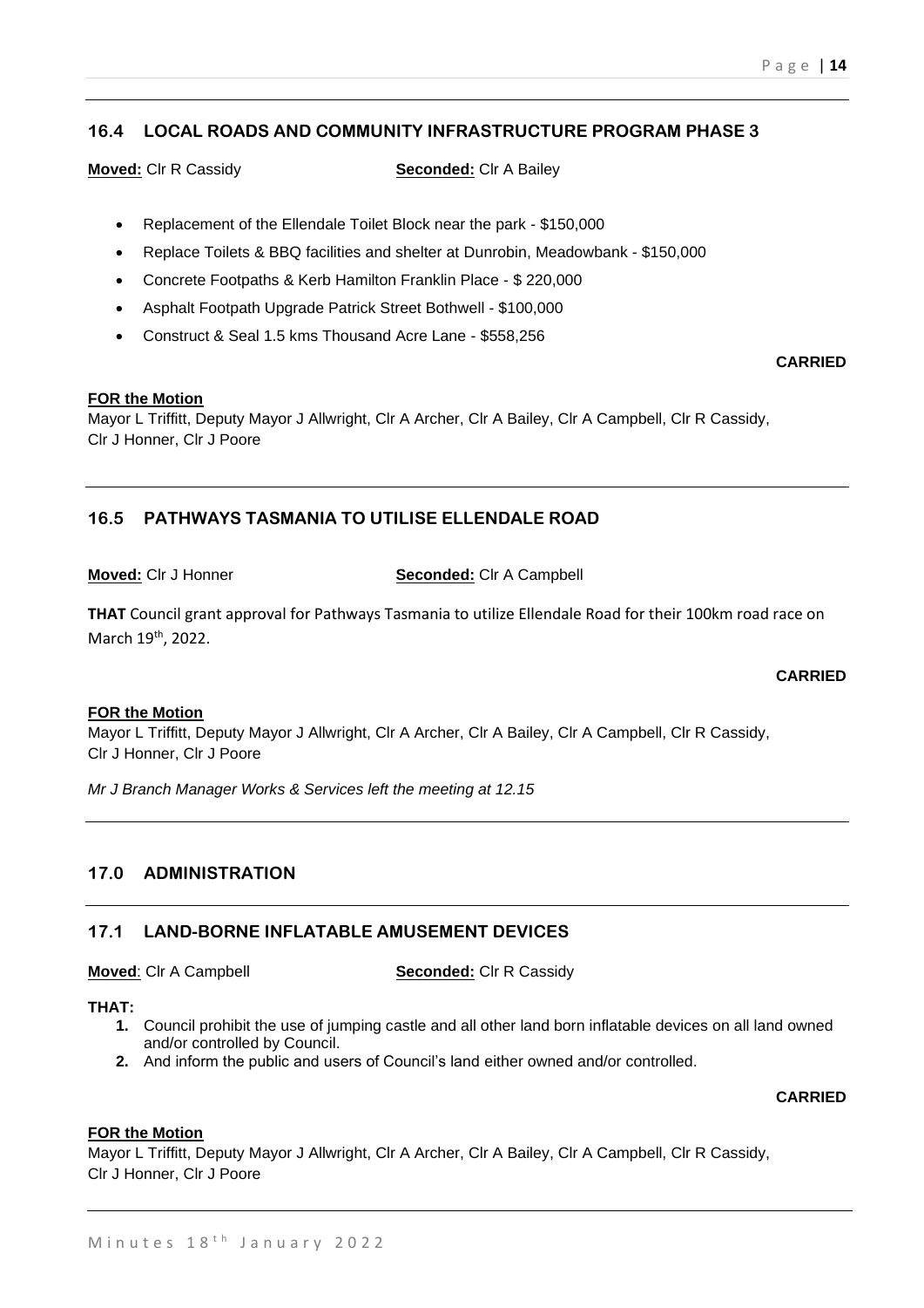## 16.4 LOCAL ROADS AND COMMUNITY INFRASTRUCTURE PROGRAM PHASE 3

**Moved:** Clr R Cassidy **Seconded:** Clr A Bailey

- Replacement of the Ellendale Toilet Block near the park - $150,000
- Replace Toilets & BBQ facilities and shelter at Dunrobin, Meadowbank - $150,000
- Concrete Footpaths & Kerb Hamilton Franklin Place - $ 220,000
- Asphalt Footpath Upgrade Patrick Street Bothwell - $100,000
- Construct & Seal 1.5 kms Thousand Acre Lane - $558,256

**CARRIED**

**FOR the Motion**

Mayor L Triffitt, Deputy Mayor J Allwright, Clr A Archer, Clr A Bailey, Clr A Campbell, Clr R Cassidy, Clr J Honner, Clr J Poore

## 16.5 PATHWAYS TASMANIA TO UTILISE ELLENDALE ROAD

**Moved:** Clr J Honner **Seconded:** Clr A Campbell

**THAT** Council grant approval for Pathways Tasmania to utilize Ellendale Road for their 100km road race on March 19th, 2022.

**CARRIED**

**FOR the Motion**

Mayor L Triffitt, Deputy Mayor J Allwright, Clr A Archer, Clr A Bailey, Clr A Campbell, Clr R Cassidy, Clr J Honner, Clr J Poore

*Mr J Branch Manager Works & Services left the meeting at 12.15*

## 17.0 ADMINISTRATION

## 17.1 LAND-BORNE INFLATABLE AMUSEMENT DEVICES

**Moved**: Clr A Campbell **Seconded:** Clr R Cassidy

**THAT:**

1. Council prohibit the use of jumping castle and all other land born inflatable devices on all land owned and/or controlled by Council.
2. And inform the public and users of Council's land either owned and/or controlled.

**CARRIED**

**FOR the Motion**

Mayor L Triffitt, Deputy Mayor J Allwright, Clr A Archer, Clr A Bailey, Clr A Campbell, Clr R Cassidy, Clr J Honner, Clr J Poore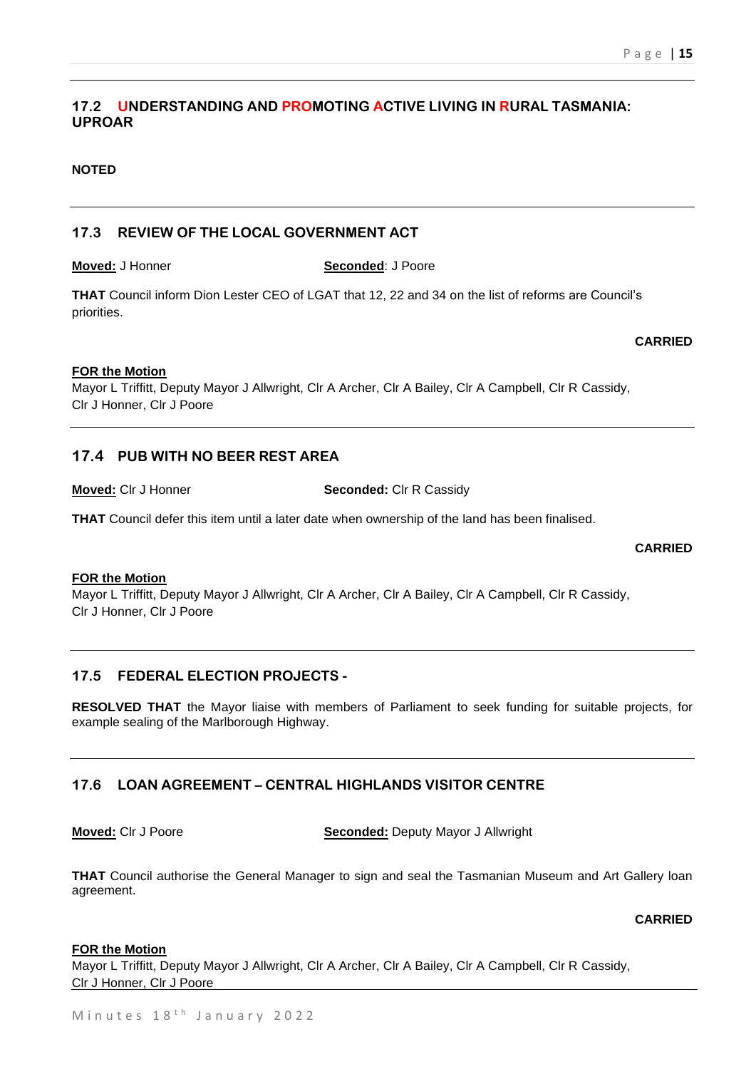### 17.2 UNDERSTANDING AND PROMOTING ACTIVE LIVING IN RURAL TASMANIA: UPROAR

**NOTED**

---

### 17.3 REVIEW OF THE LOCAL GOVERNMENT ACT

**Moved:** J Honner **Seconded**: J Poore

**THAT** Council inform Dion Lester CEO of LGAT that 12, 22 and 34 on the list of reforms are Council's priorities.

**CARRIED**

**FOR the Motion**
Mayor L Triffitt, Deputy Mayor J Allwright, Clr A Archer, Clr A Bailey, Clr A Campbell, Clr R Cassidy, Clr J Honner, Clr J Poore

---

### 17.4 PUB WITH NO BEER REST AREA

**Moved:** Clr J Honner **Seconded:** Clr R Cassidy

**THAT** Council defer this item until a later date when ownership of the land has been finalised.

**CARRIED**

**FOR the Motion**
Mayor L Triffitt, Deputy Mayor J Allwright, Clr A Archer, Clr A Bailey, Clr A Campbell, Clr R Cassidy, Clr J Honner, Clr J Poore

---

### 17.5 FEDERAL ELECTION PROJECTS -

**RESOLVED THAT** the Mayor liaise with members of Parliament to seek funding for suitable projects, for example sealing of the Marlborough Highway.

---

### 17.6 LOAN AGREEMENT – CENTRAL HIGHLANDS VISITOR CENTRE

**Moved:** Clr J Poore **Seconded:** Deputy Mayor J Allwright

**THAT** Council authorise the General Manager to sign and seal the Tasmanian Museum and Art Gallery loan agreement.

**CARRIED**

**FOR the Motion**
Mayor L Triffitt, Deputy Mayor J Allwright, Clr A Archer, Clr A Bailey, Clr A Campbell, Clr R Cassidy, Clr J Honner, Clr J Poore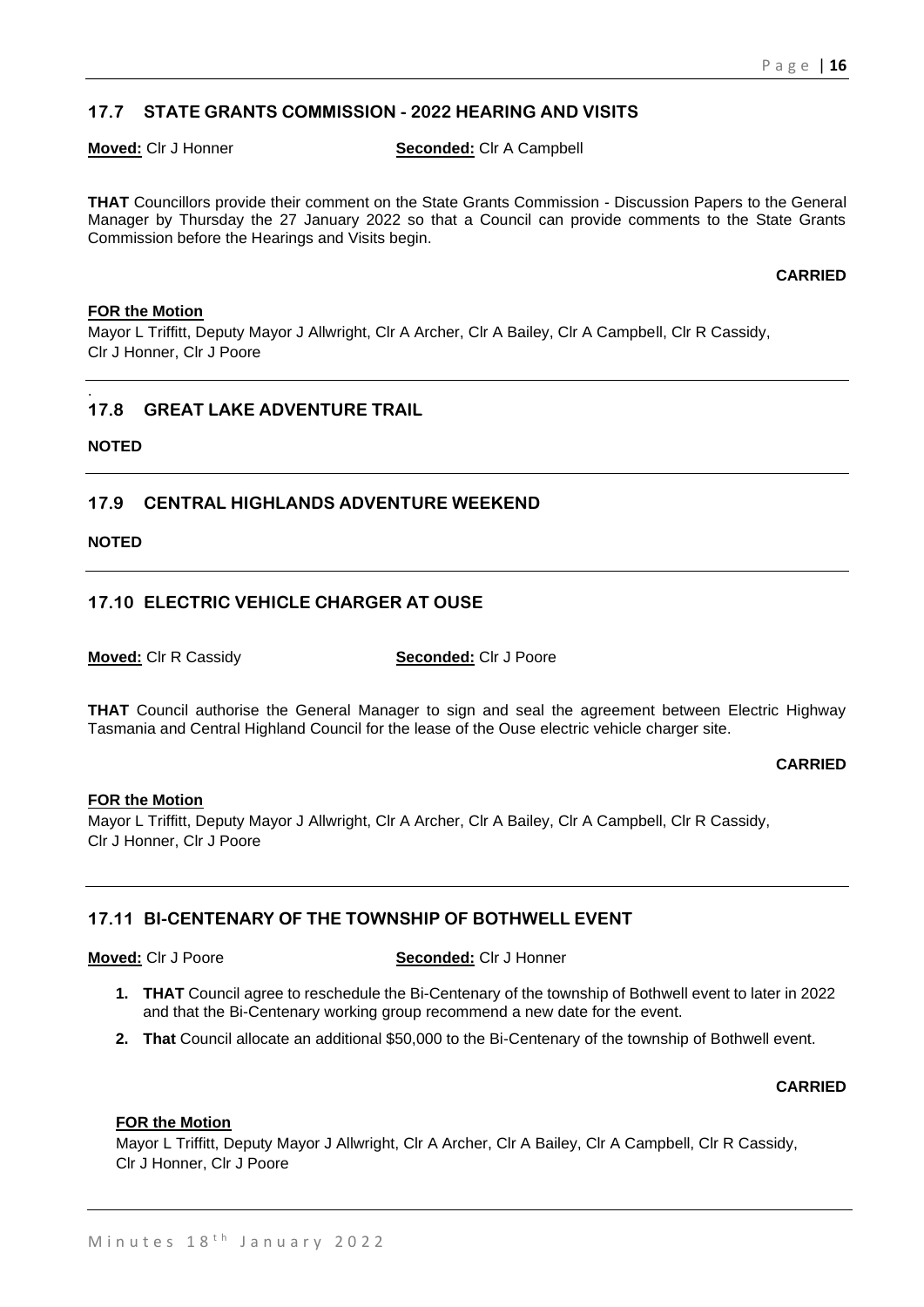## 17.7 STATE GRANTS COMMISSION - 2022 HEARING AND VISITS

**Moved:** Clr J Honner **Seconded:** Clr A Campbell

**THAT** Councillors provide their comment on the State Grants Commission - Discussion Papers to the General Manager by Thursday the 27 January 2022 so that a Council can provide comments to the State Grants Commission before the Hearings and Visits begin.

**CARRIED**

**FOR the Motion**

Mayor L Triffitt, Deputy Mayor J Allwright, Clr A Archer, Clr A Bailey, Clr A Campbell, Clr R Cassidy, Clr J Honner, Clr J Poore

.

## 17.8 GREAT LAKE ADVENTURE TRAIL

**NOTED**

## 17.9 CENTRAL HIGHLANDS ADVENTURE WEEKEND

**NOTED**

## 17.10 ELECTRIC VEHICLE CHARGER AT OUSE

**Moved:** Clr R Cassidy **Seconded:** Clr J Poore

**THAT** Council authorise the General Manager to sign and seal the agreement between Electric Highway Tasmania and Central Highland Council for the lease of the Ouse electric vehicle charger site.

**CARRIED**

**FOR the Motion**

Mayor L Triffitt, Deputy Mayor J Allwright, Clr A Archer, Clr A Bailey, Clr A Campbell, Clr R Cassidy, Clr J Honner, Clr J Poore

## 17.11 BI-CENTENARY OF THE TOWNSHIP OF BOTHWELL EVENT

**Moved:** Clr J Poore **Seconded:** Clr J Honner

1. **THAT** Council agree to reschedule the Bi-Centenary of the township of Bothwell event to later in 2022 and that the Bi-Centenary working group recommend a new date for the event.
2. **That** Council allocate an additional $50,000 to the Bi-Centenary of the township of Bothwell event.

**CARRIED**

**FOR the Motion**

Mayor L Triffitt, Deputy Mayor J Allwright, Clr A Archer, Clr A Bailey, Clr A Campbell, Clr R Cassidy, Clr J Honner, Clr J Poore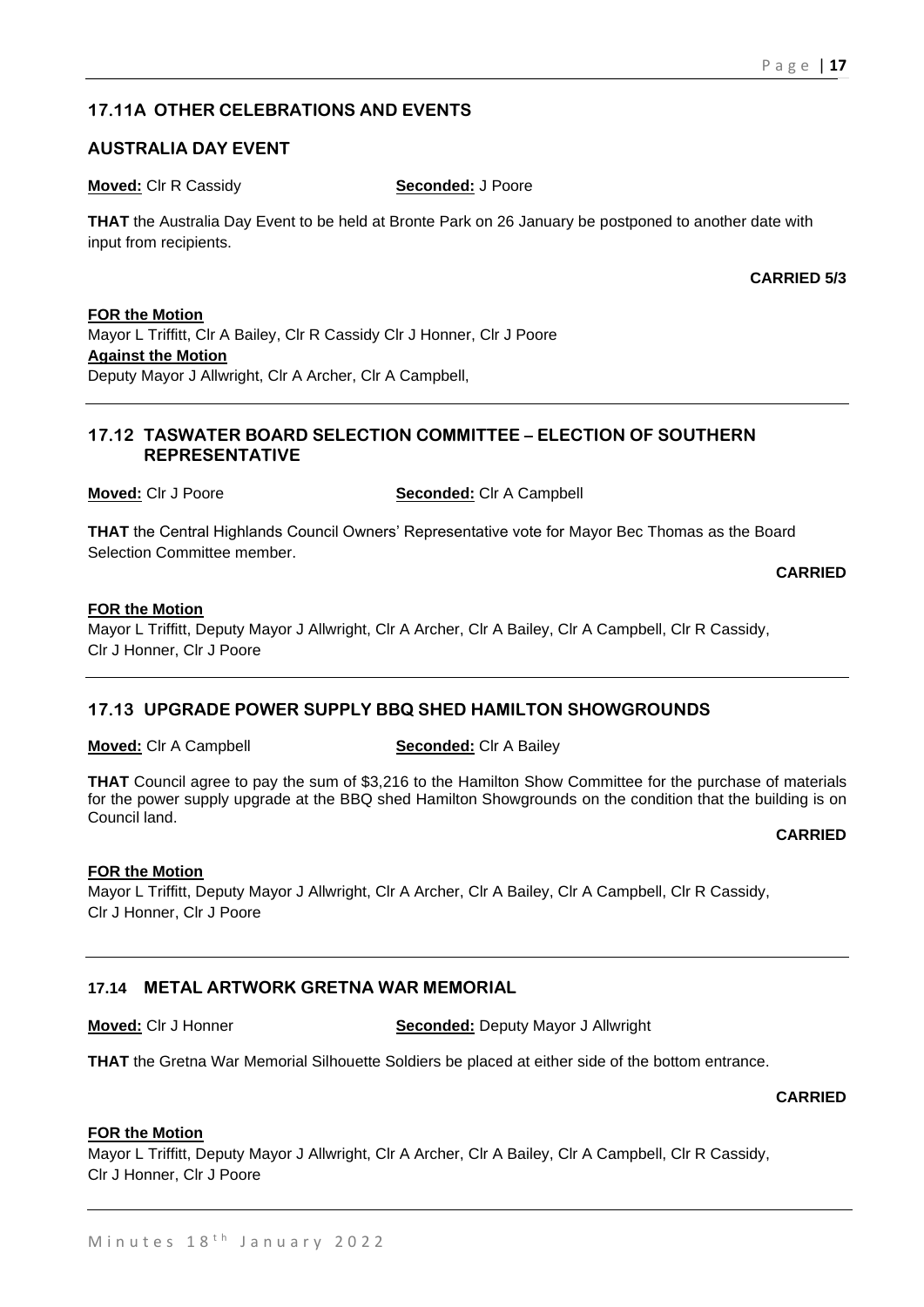## 17.11A OTHER CELEBRATIONS AND EVENTS

### AUSTRALIA DAY EVENT

**Moved:** Clr R Cassidy **Seconded:** J Poore

**THAT** the Australia Day Event to be held at Bronte Park on 26 January be postponed to another date with input from recipients.

**CARRIED 5/3**

**FOR the Motion**
Mayor L Triffitt, Clr A Bailey, Clr R Cassidy Clr J Honner, Clr J Poore
**Against the Motion**
Deputy Mayor J Allwright, Clr A Archer, Clr A Campbell,

---

## 17.12 TASWATER BOARD SELECTION COMMITTEE – ELECTION OF SOUTHERN REPRESENTATIVE

**Moved:** Clr J Poore **Seconded:** Clr A Campbell

**THAT** the Central Highlands Council Owners' Representative vote for Mayor Bec Thomas as the Board Selection Committee member.

**CARRIED**

**FOR the Motion**
Mayor L Triffitt, Deputy Mayor J Allwright, Clr A Archer, Clr A Bailey, Clr A Campbell, Clr R Cassidy, Clr J Honner, Clr J Poore

---

## 17.13 UPGRADE POWER SUPPLY BBQ SHED HAMILTON SHOWGROUNDS

**Moved:** Clr A Campbell **Seconded:** Clr A Bailey

**THAT** Council agree to pay the sum of $3,216 to the Hamilton Show Committee for the purchase of materials for the power supply upgrade at the BBQ shed Hamilton Showgrounds on the condition that the building is on Council land.

**CARRIED**

**FOR the Motion**
Mayor L Triffitt, Deputy Mayor J Allwright, Clr A Archer, Clr A Bailey, Clr A Campbell, Clr R Cassidy, Clr J Honner, Clr J Poore

---

## 17.14 METAL ARTWORK GRETNA WAR MEMORIAL

**Moved:** Clr J Honner **Seconded:** Deputy Mayor J Allwright

**THAT** the Gretna War Memorial Silhouette Soldiers be placed at either side of the bottom entrance.

**CARRIED**

**FOR the Motion**
Mayor L Triffitt, Deputy Mayor J Allwright, Clr A Archer, Clr A Bailey, Clr A Campbell, Clr R Cassidy, Clr J Honner, Clr J Poore

---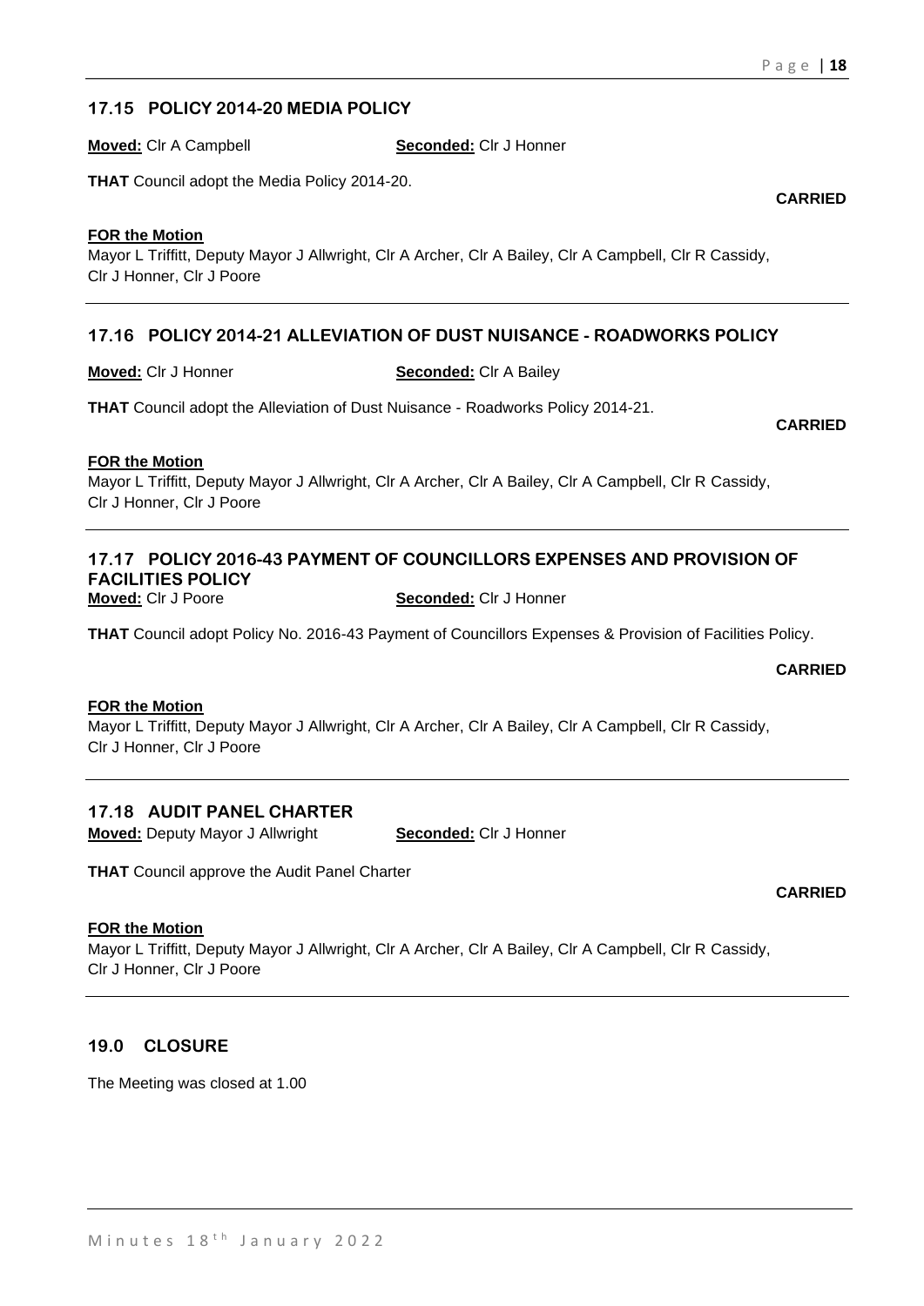## 17.15 POLICY 2014-20 MEDIA POLICY

**Moved:** Clr A Campbell **Seconded:** Clr J Honner

**THAT** Council adopt the Media Policy 2014-20.

**CARRIED**

**FOR the Motion**
Mayor L Triffitt, Deputy Mayor J Allwright, Clr A Archer, Clr A Bailey, Clr A Campbell, Clr R Cassidy, Clr J Honner, Clr J Poore

## 17.16 POLICY 2014-21 ALLEVIATION OF DUST NUISANCE - ROADWORKS POLICY

**Moved:** Clr J Honner **Seconded:** Clr A Bailey

**THAT** Council adopt the Alleviation of Dust Nuisance - Roadworks Policy 2014-21.

**CARRIED**

**FOR the Motion**
Mayor L Triffitt, Deputy Mayor J Allwright, Clr A Archer, Clr A Bailey, Clr A Campbell, Clr R Cassidy, Clr J Honner, Clr J Poore

## 17.17 POLICY 2016-43 PAYMENT OF COUNCILLORS EXPENSES AND PROVISION OF FACILITIES POLICY

**Moved:** Clr J Poore **Seconded:** Clr J Honner

**THAT** Council adopt Policy No. 2016-43 Payment of Councillors Expenses & Provision of Facilities Policy.

**CARRIED**

**FOR the Motion**
Mayor L Triffitt, Deputy Mayor J Allwright, Clr A Archer, Clr A Bailey, Clr A Campbell, Clr R Cassidy, Clr J Honner, Clr J Poore

## 17.18 AUDIT PANEL CHARTER

**Moved:** Deputy Mayor J Allwright **Seconded:** Clr J Honner

**THAT** Council approve the Audit Panel Charter

**CARRIED**

**FOR the Motion**
Mayor L Triffitt, Deputy Mayor J Allwright, Clr A Archer, Clr A Bailey, Clr A Campbell, Clr R Cassidy, Clr J Honner, Clr J Poore

## 19.0 CLOSURE

The Meeting was closed at 1.00